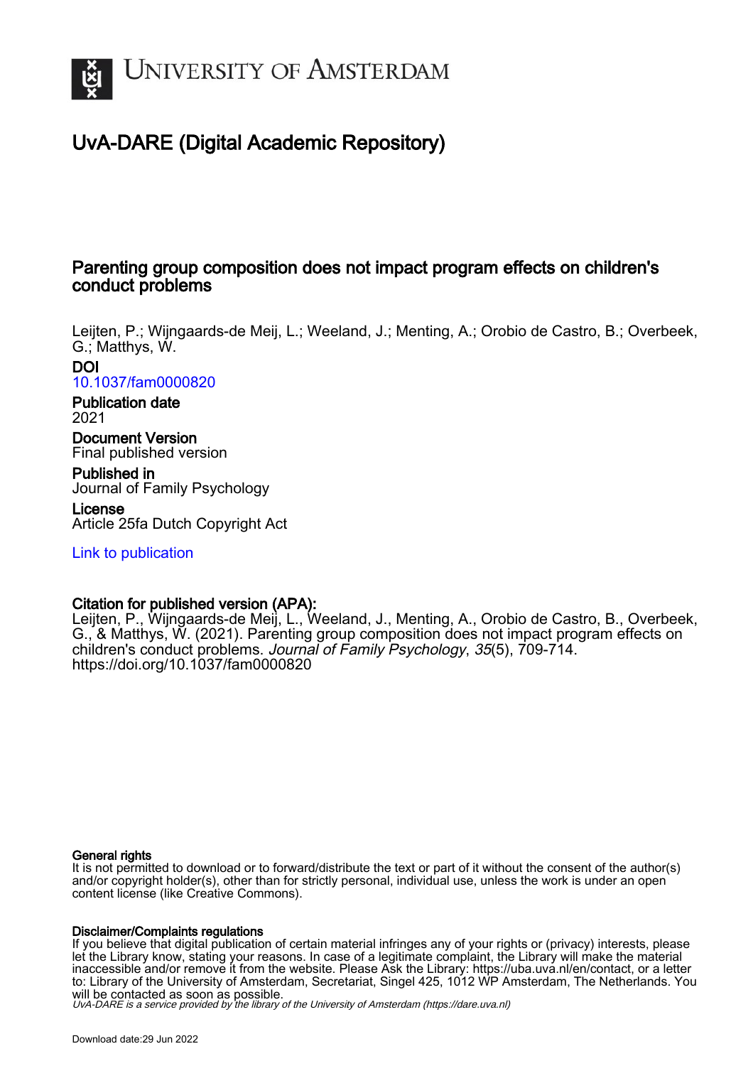UNIVERSITY OF AMSTERDAM

# UvA-DARE (Digital Academic Repository)

## Parenting group composition does not impact program effects on children's conduct problems

Leijten, P.; Wijngaards-de Meij, L.; Weeland, J.; Menting, A.; Orobio de Castro, B.; Overbeek, G.; Matthys, W.

**DOI**
10.1037/fam0000820

**Publication date**
2021

**Document Version**
Final published version

**Published in**
Journal of Family Psychology

**License**
Article 25fa Dutch Copyright Act

Link to publication

**Citation for published version (APA):**
Leijten, P., Wijngaards-de Meij, L., Weeland, J., Menting, A., Orobio de Castro, B., Overbeek, G., & Matthys, W. (2021). Parenting group composition does not impact program effects on children's conduct problems. *Journal of Family Psychology*, *35*(5), 709-714. https://doi.org/10.1037/fam0000820

**General rights**
It is not permitted to download or to forward/distribute the text or part of it without the consent of the author(s) and/or copyright holder(s), other than for strictly personal, individual use, unless the work is under an open content license (like Creative Commons).

**Disclaimer/Complaints regulations**
If you believe that digital publication of certain material infringes any of your rights or (privacy) interests, please let the Library know, stating your reasons. In case of a legitimate complaint, the Library will make the material inaccessible and/or remove it from the website. Please Ask the Library: https://uba.uva.nl/en/contact, or a letter to: Library of the University of Amsterdam, Secretariat, Singel 425, 1012 WP Amsterdam, The Netherlands. You will be contacted as soon as possible.

*UvA-DARE is a service provided by the library of the University of Amsterdam (https://dare.uva.nl)*

Download date:29 Jun 2022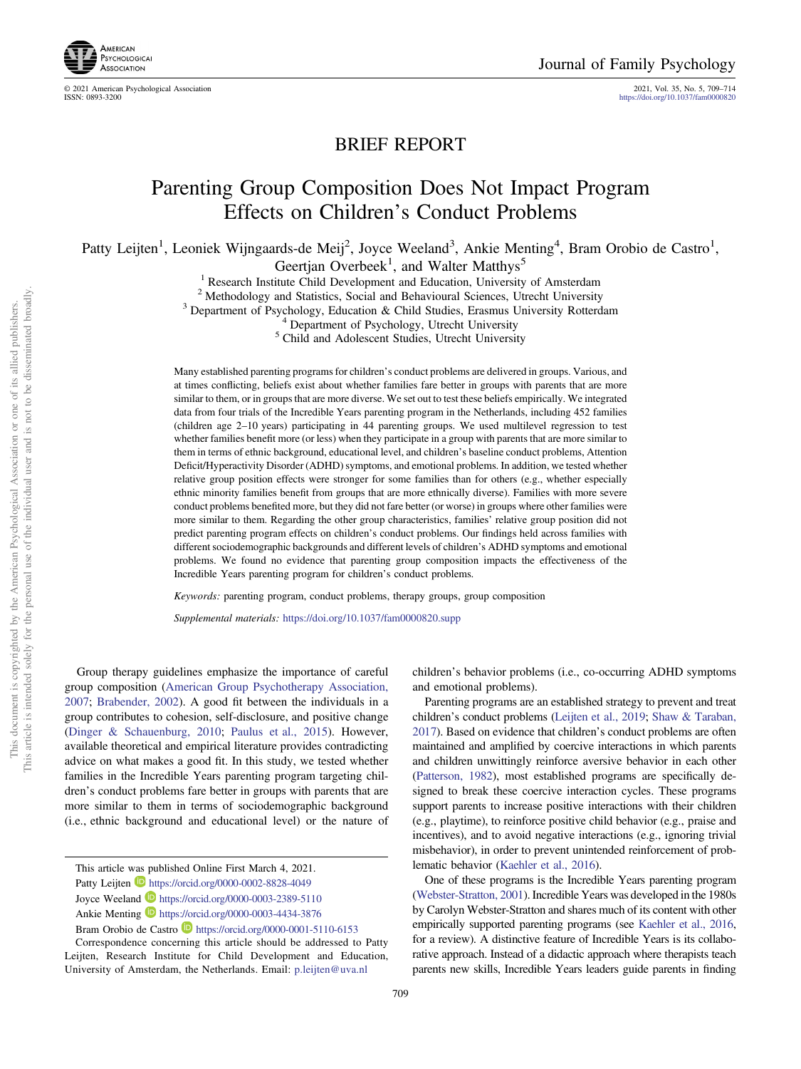BRIEF REPORT

# Parenting Group Composition Does Not Impact Program Effects on Children's Conduct Problems

Patty Leijten[1], Leoniek Wijngaards-de Meij[2], Joyce Weeland[3], Ankie Menting[4], Bram Orobio de Castro[1], Geertjan Overbeek[1], and Walter Matthys[5]

[1] Research Institute Child Development and Education, University of Amsterdam
[2] Methodology and Statistics, Social and Behavioural Sciences, Utrecht University
[3] Department of Psychology, Education & Child Studies, Erasmus University Rotterdam
[4] Department of Psychology, Utrecht University
[5] Child and Adolescent Studies, Utrecht University

Many established parenting programs for children's conduct problems are delivered in groups. Various, and at times conflicting, beliefs exist about whether families fare better in groups with parents that are more similar to them, or in groups that are more diverse. We set out to test these beliefs empirically. We integrated data from four trials of the Incredible Years parenting program in the Netherlands, including 452 families (children age 2–10 years) participating in 44 parenting groups. We used multilevel regression to test whether families benefit more (or less) when they participate in a group with parents that are more similar to them in terms of ethnic background, educational level, and children's baseline conduct problems, Attention Deficit/Hyperactivity Disorder (ADHD) symptoms, and emotional problems. In addition, we tested whether relative group position effects were stronger for some families than for others (e.g., whether especially ethnic minority families benefit from groups that are more ethnically diverse). Families with more severe conduct problems benefited more, but they did not fare better (or worse) in groups where other families were more similar to them. Regarding the other group characteristics, families' relative group position did not predict parenting program effects on children's conduct problems. Our findings held across families with different sociodemographic backgrounds and different levels of children's ADHD symptoms and emotional problems. We found no evidence that parenting group composition impacts the effectiveness of the Incredible Years parenting program for children's conduct problems.

*Keywords:* parenting program, conduct problems, therapy groups, group composition

*Supplemental materials:* https://doi.org/10.1037/fam0000820.supp

Group therapy guidelines emphasize the importance of careful group composition (American Group Psychotherapy Association, 2007; Brabender, 2002). A good fit between the individuals in a group contributes to cohesion, self-disclosure, and positive change (Dinger & Schauenburg, 2010; Paulus et al., 2015). However, available theoretical and empirical literature provides contradicting advice on what makes a good fit. In this study, we tested whether families in the Incredible Years parenting program targeting children's conduct problems fare better in groups with parents that are more similar to them in terms of sociodemographic background (i.e., ethnic background and educational level) or the nature of children's behavior problems (i.e., co-occurring ADHD symptoms and emotional problems).

Parenting programs are an established strategy to prevent and treat children's conduct problems (Leijten et al., 2019; Shaw & Taraban, 2017). Based on evidence that children's conduct problems are often maintained and amplified by coercive interactions in which parents and children unwittingly reinforce aversive behavior in each other (Patterson, 1982), most established programs are specifically designed to break these coercive interaction cycles. These programs support parents to increase positive interactions with their children (e.g., playtime), to reinforce positive child behavior (e.g., praise and incentives), and to avoid negative interactions (e.g., ignoring trivial misbehavior), in order to prevent unintended reinforcement of problematic behavior (Kaehler et al., 2016).

One of these programs is the Incredible Years parenting program (Webster-Stratton, 2001). Incredible Years was developed in the 1980s by Carolyn Webster-Stratton and shares much of its content with other empirically supported parenting programs (see Kaehler et al., 2016, for a review). A distinctive feature of Incredible Years is its collaborative approach. Instead of a didactic approach where therapists teach parents new skills, Incredible Years leaders guide parents in finding

This article was published Online First March 4, 2021.
Patty Leijten https://orcid.org/0000-0002-8828-4049
Joyce Weeland https://orcid.org/0000-0003-2389-5110
Ankie Menting https://orcid.org/0000-0003-4434-3876
Bram Orobio de Castro https://orcid.org/0000-0001-5110-6153
Correspondence concerning this article should be addressed to Patty Leijten, Research Institute for Child Development and Education, University of Amsterdam, the Netherlands. Email: p.leijten@uva.nl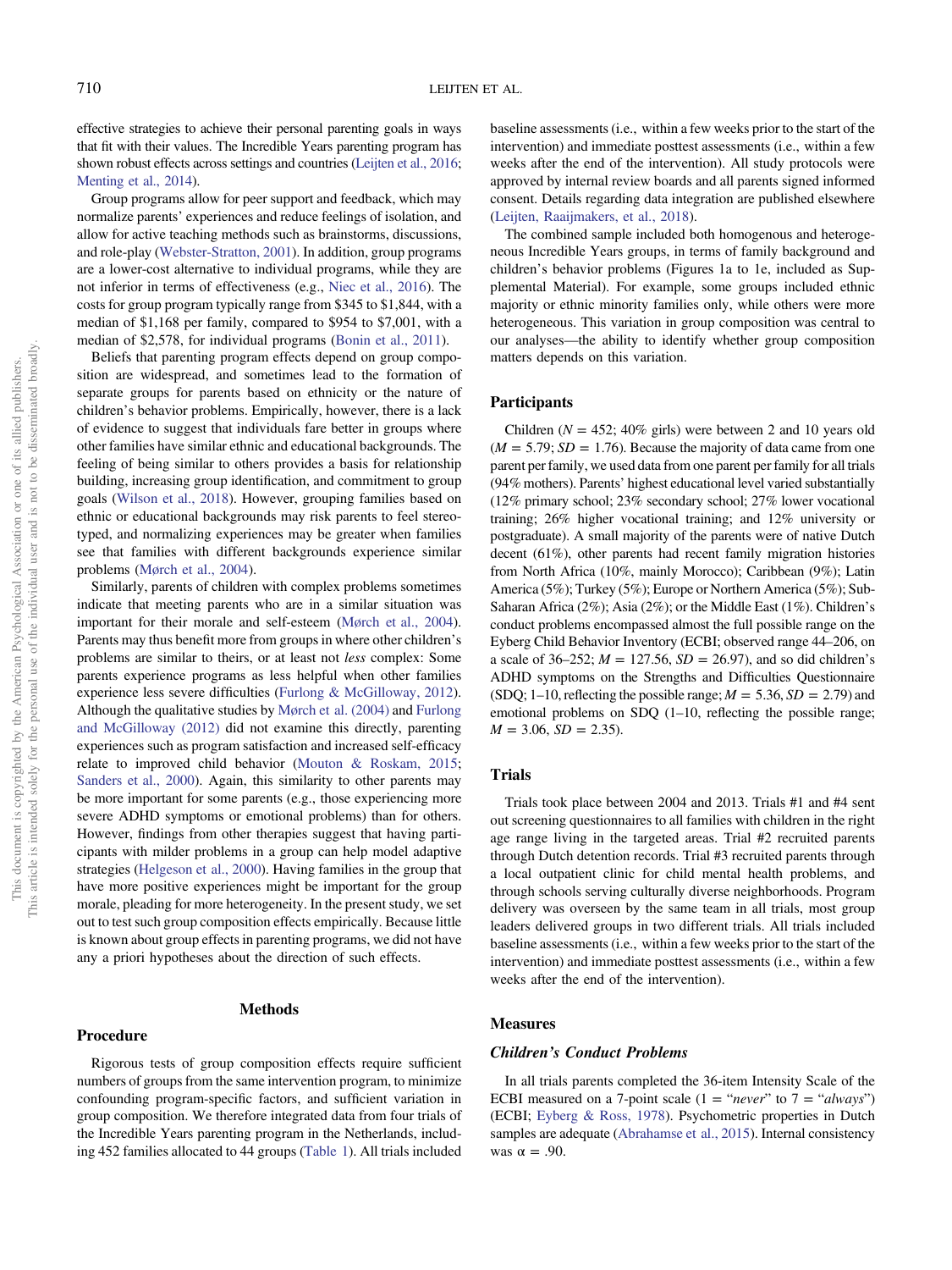effective strategies to achieve their personal parenting goals in ways that fit with their values. The Incredible Years parenting program has shown robust effects across settings and countries (Leijten et al., 2016; Menting et al., 2014).

Group programs allow for peer support and feedback, which may normalize parents' experiences and reduce feelings of isolation, and allow for active teaching methods such as brainstorms, discussions, and role-play (Webster-Stratton, 2001). In addition, group programs are a lower-cost alternative to individual programs, while they are not inferior in terms of effectiveness (e.g., Niec et al., 2016). The costs for group program typically range from $345 to $1,844, with a median of $1,168 per family, compared to $954 to $7,001, with a median of $2,578, for individual programs (Bonin et al., 2011).

Beliefs that parenting program effects depend on group composition are widespread, and sometimes lead to the formation of separate groups for parents based on ethnicity or the nature of children's behavior problems. Empirically, however, there is a lack of evidence to suggest that individuals fare better in groups where other families have similar ethnic and educational backgrounds. The feeling of being similar to others provides a basis for relationship building, increasing group identification, and commitment to group goals (Wilson et al., 2018). However, grouping families based on ethnic or educational backgrounds may risk parents to feel stereotyped, and normalizing experiences may be greater when families see that families with different backgrounds experience similar problems (Mørch et al., 2004).

Similarly, parents of children with complex problems sometimes indicate that meeting parents who are in a similar situation was important for their morale and self-esteem (Mørch et al., 2004). Parents may thus benefit more from groups in where other children's problems are similar to theirs, or at least not *less* complex: Some parents experience programs as less helpful when other families experience less severe difficulties (Furlong & McGilloway, 2012). Although the qualitative studies by Mørch et al. (2004) and Furlong and McGilloway (2012) did not examine this directly, parenting experiences such as program satisfaction and increased self-efficacy relate to improved child behavior (Mouton & Roskam, 2015; Sanders et al., 2000). Again, this similarity to other parents may be more important for some parents (e.g., those experiencing more severe ADHD symptoms or emotional problems) than for others. However, findings from other therapies suggest that having participants with milder problems in a group can help model adaptive strategies (Helgeson et al., 2000). Having families in the group that have more positive experiences might be important for the group morale, pleading for more heterogeneity. In the present study, we set out to test such group composition effects empirically. Because little is known about group effects in parenting programs, we did not have any a priori hypotheses about the direction of such effects.

## Methods

### Procedure

Rigorous tests of group composition effects require sufficient numbers of groups from the same intervention program, to minimize confounding program-specific factors, and sufficient variation in group composition. We therefore integrated data from four trials of the Incredible Years parenting program in the Netherlands, including 452 families allocated to 44 groups (Table 1). All trials included baseline assessments (i.e., within a few weeks prior to the start of the intervention) and immediate posttest assessments (i.e., within a few weeks after the end of the intervention). All study protocols were approved by internal review boards and all parents signed informed consent. Details regarding data integration are published elsewhere (Leijten, Raaijmakers, et al., 2018).

The combined sample included both homogenous and heterogeneous Incredible Years groups, in terms of family background and children's behavior problems (Figures 1a to 1e, included as Supplemental Material). For example, some groups included ethnic majority or ethnic minority families only, while others were more heterogeneous. This variation in group composition was central to our analyses—the ability to identify whether group composition matters depends on this variation.

### Participants

Children ($N$ = 452; 40% girls) were between 2 and 10 years old ($M$ = 5.79; $SD$ = 1.76). Because the majority of data came from one parent per family, we used data from one parent per family for all trials (94% mothers). Parents' highest educational level varied substantially (12% primary school; 23% secondary school; 27% lower vocational training; 26% higher vocational training; and 12% university or postgraduate). A small majority of the parents were of native Dutch decent (61%), other parents had recent family migration histories from North Africa (10%, mainly Morocco); Caribbean (9%); Latin America (5%); Turkey (5%); Europe or Northern America (5%); Sub-Saharan Africa (2%); Asia (2%); or the Middle East (1%). Children's conduct problems encompassed almost the full possible range on the Eyberg Child Behavior Inventory (ECBI; observed range 44–206, on a scale of 36–252; $M$ = 127.56, $SD$ = 26.97), and so did children's ADHD symptoms on the Strengths and Difficulties Questionnaire (SDQ; 1–10, reflecting the possible range; $M$ = 5.36, $SD$ = 2.79) and emotional problems on SDQ (1–10, reflecting the possible range; $M$ = 3.06, $SD$ = 2.35).

### Trials

Trials took place between 2004 and 2013. Trials #1 and #4 sent out screening questionnaires to all families with children in the right age range living in the targeted areas. Trial #2 recruited parents through Dutch detention records. Trial #3 recruited parents through a local outpatient clinic for child mental health problems, and through schools serving culturally diverse neighborhoods. Program delivery was overseen by the same team in all trials, most group leaders delivered groups in two different trials. All trials included baseline assessments (i.e., within a few weeks prior to the start of the intervention) and immediate posttest assessments (i.e., within a few weeks after the end of the intervention).

### Measures

#### *Children's Conduct Problems*

In all trials parents completed the 36-item Intensity Scale of the ECBI measured on a 7-point scale (1 = "*never*" to 7 = "*always*") (ECBI; Eyberg & Ross, 1978). Psychometric properties in Dutch samples are adequate (Abrahamse et al., 2015). Internal consistency was $\alpha$ = .90.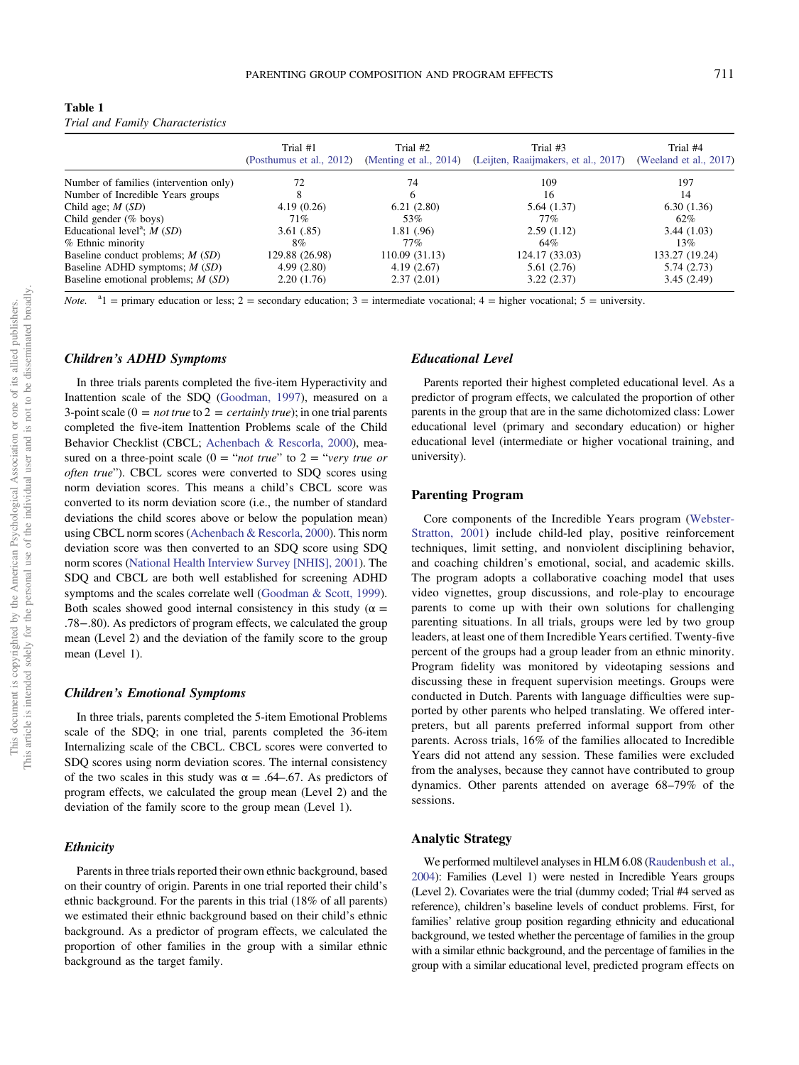**Table 1**
*Trial and Family Characteristics*

| | Trial #1 (Posthumus et al., 2012) | Trial #2 (Menting et al., 2014) | Trial #3 (Leijten, Raaijmakers, et al., 2017) | Trial #4 (Weeland et al., 2017) |
|---|---|---|---|---|
| Number of families (intervention only) | 72 | 74 | 109 | 197 |
| Number of Incredible Years groups | 8 | 6 | 16 | 14 |
| Child age; *M* (*SD*) | 4.19 (0.26) | 6.21 (2.80) | 5.64 (1.37) | 6.30 (1.36) |
| Child gender (% boys) | 71% | 53% | 77% | 62% |
| Educational level[a]; *M* (*SD*) | 3.61 (.85) | 1.81 (.96) | 2.59 (1.12) | 3.44 (1.03) |
| % Ethnic minority | 8% | 77% | 64% | 13% |
| Baseline conduct problems; *M* (*SD*) | 129.88 (26.98) | 110.09 (31.13) | 124.17 (33.03) | 133.27 (19.24) |
| Baseline ADHD symptoms; *M* (*SD*) | 4.99 (2.80) | 4.19 (2.67) | 5.61 (2.76) | 5.74 (2.73) |
| Baseline emotional problems; *M* (*SD*) | 2.20 (1.76) | 2.37 (2.01) | 3.22 (2.37) | 3.45 (2.49) |

*Note.* [a]1 = primary education or less; 2 = secondary education; 3 = intermediate vocational; 4 = higher vocational; 5 = university.

### Children's ADHD Symptoms

In three trials parents completed the five-item Hyperactivity and Inattention scale of the SDQ (Goodman, 1997), measured on a 3-point scale (0 = *not true* to 2 = *certainly true*); in one trial parents completed the five-item Inattention Problems scale of the Child Behavior Checklist (CBCL; Achenbach & Rescorla, 2000), measured on a three-point scale (0 = "*not true*" to 2 = "*very true or often true*"). CBCL scores were converted to SDQ scores using norm deviation scores. This means a child's CBCL score was converted to its norm deviation score (i.e., the number of standard deviations the child scores above or below the population mean) using CBCL norm scores (Achenbach & Rescorla, 2000). This norm deviation score was then converted to an SDQ score using SDQ norm scores (National Health Interview Survey [NHIS], 2001). The SDQ and CBCL are both well established for screening ADHD symptoms and the scales correlate well (Goodman & Scott, 1999). Both scales showed good internal consistency in this study ($\alpha$ = .78−.80). As predictors of program effects, we calculated the group mean (Level 2) and the deviation of the family score to the group mean (Level 1).

### Children's Emotional Symptoms

In three trials, parents completed the 5-item Emotional Problems scale of the SDQ; in one trial, parents completed the 36-item Internalizing scale of the CBCL. CBCL scores were converted to SDQ scores using norm deviation scores. The internal consistency of the two scales in this study was $\alpha$ = .64–.67. As predictors of program effects, we calculated the group mean (Level 2) and the deviation of the family score to the group mean (Level 1).

### Ethnicity

Parents in three trials reported their own ethnic background, based on their country of origin. Parents in one trial reported their child's ethnic background. For the parents in this trial (18% of all parents) we estimated their ethnic background based on their child's ethnic background. As a predictor of program effects, we calculated the proportion of other families in the group with a similar ethnic background as the target family.

### Educational Level

Parents reported their highest completed educational level. As a predictor of program effects, we calculated the proportion of other parents in the group that are in the same dichotomized class: Lower educational level (primary and secondary education) or higher educational level (intermediate or higher vocational training, and university).

## Parenting Program

Core components of the Incredible Years program (Webster-Stratton, 2001) include child-led play, positive reinforcement techniques, limit setting, and nonviolent disciplining behavior, and coaching children's emotional, social, and academic skills. The program adopts a collaborative coaching model that uses video vignettes, group discussions, and role-play to encourage parents to come up with their own solutions for challenging parenting situations. In all trials, groups were led by two group leaders, at least one of them Incredible Years certified. Twenty-five percent of the groups had a group leader from an ethnic minority. Program fidelity was monitored by videotaping sessions and discussing these in frequent supervision meetings. Groups were conducted in Dutch. Parents with language difficulties were supported by other parents who helped translating. We offered interpreters, but all parents preferred informal support from other parents. Across trials, 16% of the families allocated to Incredible Years did not attend any session. These families were excluded from the analyses, because they cannot have contributed to group dynamics. Other parents attended on average 68–79% of the sessions.

## Analytic Strategy

We performed multilevel analyses in HLM 6.08 (Raudenbush et al., 2004): Families (Level 1) were nested in Incredible Years groups (Level 2). Covariates were the trial (dummy coded; Trial #4 served as reference), children's baseline levels of conduct problems. First, for families' relative group position regarding ethnicity and educational background, we tested whether the percentage of families in the group with a similar ethnic background, and the percentage of families in the group with a similar educational level, predicted program effects on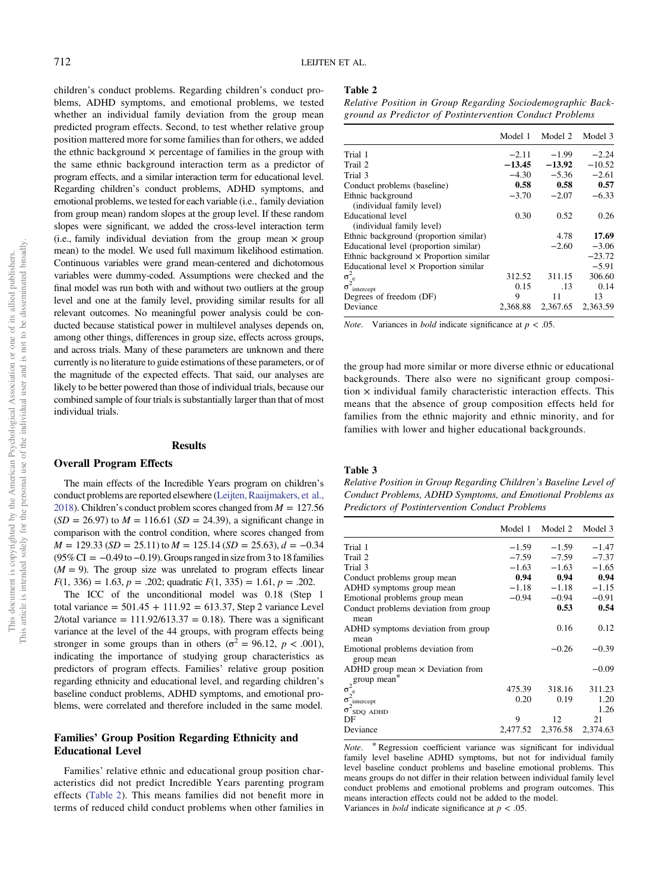children's conduct problems. Regarding children's conduct problems, ADHD symptoms, and emotional problems, we tested whether an individual family deviation from the group mean predicted program effects. Second, to test whether relative group position mattered more for some families than for others, we added the ethnic background × percentage of families in the group with the same ethnic background interaction term as a predictor of program effects, and a similar interaction term for educational level. Regarding children's conduct problems, ADHD symptoms, and emotional problems, we tested for each variable (i.e., family deviation from group mean) random slopes at the group level. If these random slopes were significant, we added the cross-level interaction term (i.e., family individual deviation from the group mean × group mean) to the model. We used full maximum likelihood estimation. Continuous variables were grand mean-centered and dichotomous variables were dummy-coded. Assumptions were checked and the final model was run both with and without two outliers at the group level and one at the family level, providing similar results for all relevant outcomes. No meaningful power analysis could be conducted because statistical power in multilevel analyses depends on, among other things, differences in group size, effects across groups, and across trials. Many of these parameters are unknown and there currently is no literature to guide estimations of these parameters, or of the magnitude of the expected effects. That said, our analyses are likely to be better powered than those of individual trials, because our combined sample of four trials is substantially larger than that of most individual trials.

## Results

### Overall Program Effects

The main effects of the Incredible Years program on children's conduct problems are reported elsewhere (Leijten, Raaijmakers, et al., 2018). Children's conduct problem scores changed from $M = 127.56$ ($SD = 26.97$) to $M = 116.61$ ($SD = 24.39$), a significant change in comparison with the control condition, where scores changed from $M = 129.33$ ($SD = 25.11$) to $M = 125.14$ ($SD = 25.63$), $d = -0.34$ (95% CI = −0.49 to −0.19). Groups ranged in size from 3 to 18 families ($M = 9$). The group size was unrelated to program effects linear $F(1, 336) = 1.63$, $p = .202$; quadratic $F(1, 335) = 1.61$, $p = .202$.

The ICC of the unconditional model was 0.18 (Step 1 total variance = 501.45 + 111.92 = 613.37, Step 2 variance Level 2/total variance = 111.92/613.37 = 0.18). There was a significant variance at the level of the 44 groups, with program effects being stronger in some groups than in others ($\sigma^2 = 96.12$, $p < .001$), indicating the importance of studying group characteristics as predictors of program effects. Families' relative group position regarding ethnicity and educational level, and regarding children's baseline conduct problems, ADHD symptoms, and emotional problems, were correlated and therefore included in the same model.

### Families' Group Position Regarding Ethnicity and Educational Level

Families' relative ethnic and educational group position characteristics did not predict Incredible Years parenting program effects (Table 2). This means families did not benefit more in terms of reduced child conduct problems when other families in the group had more similar or more diverse ethnic or educational backgrounds. There also were no significant group composition × individual family characteristic interaction effects. This means that the absence of group composition effects held for families from the ethnic majority and ethnic minority, and for families with lower and higher educational backgrounds.

**Table 2**
*Relative Position in Group Regarding Sociodemographic Background as Predictor of Postintervention Conduct Problems*

| | Model 1 | Model 2 | Model 3 |
|---|---|---|---|
| Trial 1 | −2.11 | −1.99 | −2.24 |
| Trail 2 | **−13.45** | **−13.92** | −10.52 |
| Trail 3 | −4.30 | −5.36 | −2.61 |
| Conduct problems (baseline) | **0.58** | **0.58** | **0.57** |
| Ethnic background (individual family level) | −3.70 | −2.07 | −6.33 |
| Educational level (individual family level) | 0.30 | 0.52 | 0.26 |
| Ethnic background (proportion similar) | | 4.78 | **17.69** |
| Educational level (proportion similar) | | −2.60 | −3.06 |
| Ethnic background × Proportion similar | | | −23.72 |
| Educational level × Proportion similar | | | −5.91 |
| $\sigma^2_e$ | 312.52 | 311.15 | 306.60 |
| $\sigma^2_{intercept}$ | 0.15 | .13 | 0.14 |
| Degrees of freedom (DF) | 9 | 11 | 13 |
| Deviance | 2,368.88 | 2,367.65 | 2,363.59 |

*Note.* Variances in *bold* indicate significance at $p < .05$.

**Table 3**
*Relative Position in Group Regarding Children's Baseline Level of Conduct Problems, ADHD Symptoms, and Emotional Problems as Predictors of Postintervention Conduct Problems*

| | Model 1 | Model 2 | Model 3 |
|---|---|---|---|
| Trial 1 | −1.59 | −1.59 | −1.47 |
| Trail 2 | −7.59 | −7.59 | −7.37 |
| Trial 3 | −1.63 | −1.63 | −1.65 |
| Conduct problems group mean | **0.94** | **0.94** | **0.94** |
| ADHD symptoms group mean | −1.18 | −1.18 | −1.15 |
| Emotional problems group mean | −0.94 | −0.94 | −0.91 |
| Conduct problems deviation from group mean | | **0.53** | **0.54** |
| ADHD symptoms deviation from group mean | | 0.16 | 0.12 |
| Emotional problems deviation from group mean | | −0.26 | −0.39 |
| ADHD group mean × Deviation from group mean* | | | −0.09 |
| $\sigma^2_e$ | 475.39 | 318.16 | 311.23 |
| $\sigma^2_{intercept}$ | 0.20 | 0.19 | 1.20 |
| $\sigma^2_{SDQ\ ADHD}$ | | | 1.26 |
| DF | 9 | 12 | 21 |
| Deviance | 2,477.52 | 2,376.58 | 2,374.63 |

*Note.* * Regression coefficient variance was significant for individual family level baseline ADHD symptoms, but not for individual family level baseline conduct problems and baseline emotional problems. This means groups do not differ in their relation between individual family level conduct problems and emotional problems and program outcomes. This means interaction effects could not be added to the model.
Variances in *bold* indicate significance at $p < .05$.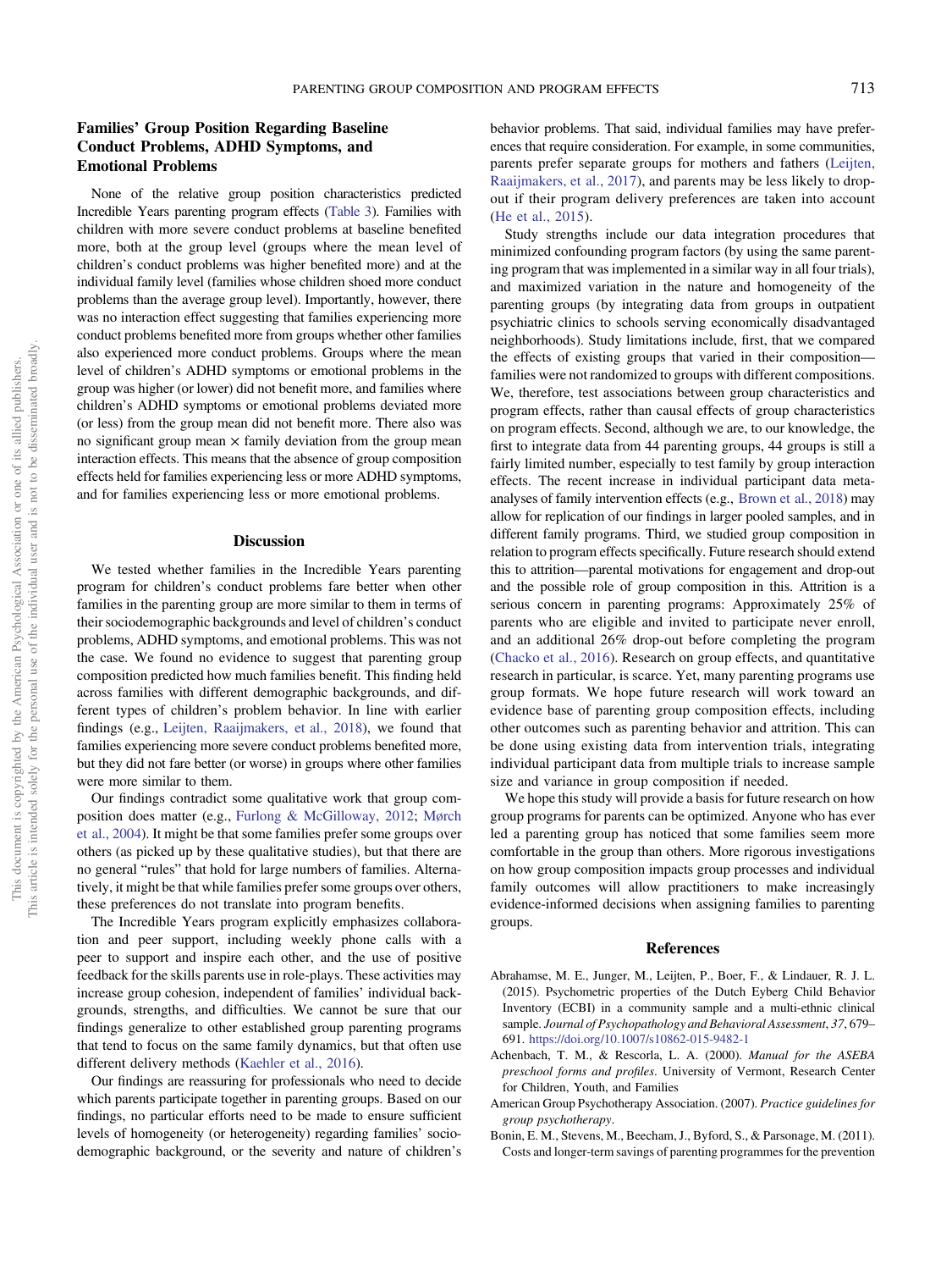### Families' Group Position Regarding Baseline Conduct Problems, ADHD Symptoms, and Emotional Problems

None of the relative group position characteristics predicted Incredible Years parenting program effects (Table 3). Families with children with more severe conduct problems at baseline benefited more, both at the group level (groups where the mean level of children's conduct problems was higher benefited more) and at the individual family level (families whose children shoed more conduct problems than the average group level). Importantly, however, there was no interaction effect suggesting that families experiencing more conduct problems benefited more from groups whether other families also experienced more conduct problems. Groups where the mean level of children's ADHD symptoms or emotional problems in the group was higher (or lower) did not benefit more, and families where children's ADHD symptoms or emotional problems deviated more (or less) from the group mean did not benefit more. There also was no significant group mean × family deviation from the group mean interaction effects. This means that the absence of group composition effects held for families experiencing less or more ADHD symptoms, and for families experiencing less or more emotional problems.

## Discussion

We tested whether families in the Incredible Years parenting program for children's conduct problems fare better when other families in the parenting group are more similar to them in terms of their sociodemographic backgrounds and level of children's conduct problems, ADHD symptoms, and emotional problems. This was not the case. We found no evidence to suggest that parenting group composition predicted how much families benefit. This finding held across families with different demographic backgrounds, and different types of children's problem behavior. In line with earlier findings (e.g., Leijten, Raaijmakers, et al., 2018), we found that families experiencing more severe conduct problems benefited more, but they did not fare better (or worse) in groups where other families were more similar to them.

Our findings contradict some qualitative work that group composition does matter (e.g., Furlong & McGilloway, 2012; Mørch et al., 2004). It might be that some families prefer some groups over others (as picked up by these qualitative studies), but that there are no general "rules" that hold for large numbers of families. Alternatively, it might be that while families prefer some groups over others, these preferences do not translate into program benefits.

The Incredible Years program explicitly emphasizes collaboration and peer support, including weekly phone calls with a peer to support and inspire each other, and the use of positive feedback for the skills parents use in role-plays. These activities may increase group cohesion, independent of families' individual backgrounds, strengths, and difficulties. We cannot be sure that our findings generalize to other established group parenting programs that tend to focus on the same family dynamics, but that often use different delivery methods (Kaehler et al., 2016).

Our findings are reassuring for professionals who need to decide which parents participate together in parenting groups. Based on our findings, no particular efforts need to be made to ensure sufficient levels of homogeneity (or heterogeneity) regarding families' sociodemographic background, or the severity and nature of children's behavior problems. That said, individual families may have preferences that require consideration. For example, in some communities, parents prefer separate groups for mothers and fathers (Leijten, Raaijmakers, et al., 2017), and parents may be less likely to dropout if their program delivery preferences are taken into account (He et al., 2015).

Study strengths include our data integration procedures that minimized confounding program factors (by using the same parenting program that was implemented in a similar way in all four trials), and maximized variation in the nature and homogeneity of the parenting groups (by integrating data from groups in outpatient psychiatric clinics to schools serving economically disadvantaged neighborhoods). Study limitations include, first, that we compared the effects of existing groups that varied in their composition—families were not randomized to groups with different compositions. We, therefore, test associations between group characteristics and program effects, rather than causal effects of group characteristics on program effects. Second, although we are, to our knowledge, the first to integrate data from 44 parenting groups, 44 groups is still a fairly limited number, especially to test family by group interaction effects. The recent increase in individual participant data meta-analyses of family intervention effects (e.g., Brown et al., 2018) may allow for replication of our findings in larger pooled samples, and in different family programs. Third, we studied group composition in relation to program effects specifically. Future research should extend this to attrition—parental motivations for engagement and drop-out and the possible role of group composition in this. Attrition is a serious concern in parenting programs: Approximately 25% of parents who are eligible and invited to participate never enroll, and an additional 26% drop-out before completing the program (Chacko et al., 2016). Research on group effects, and quantitative research in particular, is scarce. Yet, many parenting programs use group formats. We hope future research will work toward an evidence base of parenting group composition effects, including other outcomes such as parenting behavior and attrition. This can be done using existing data from intervention trials, integrating individual participant data from multiple trials to increase sample size and variance in group composition if needed.

We hope this study will provide a basis for future research on how group programs for parents can be optimized. Anyone who has ever led a parenting group has noticed that some families seem more comfortable in the group than others. More rigorous investigations on how group composition impacts group processes and individual family outcomes will allow practitioners to make increasingly evidence-informed decisions when assigning families to parenting groups.

## References

Abrahamse, M. E., Junger, M., Leijten, P., Boer, F., & Lindauer, R. J. L. (2015). Psychometric properties of the Dutch Eyberg Child Behavior Inventory (ECBI) in a community sample and a multi-ethnic clinical sample. *Journal of Psychopathology and Behavioral Assessment*, *37*, 679–691. https://doi.org/10.1007/s10862-015-9482-1

Achenbach, T. M., & Rescorla, L. A. (2000). *Manual for the ASEBA preschool forms and profiles*. University of Vermont, Research Center for Children, Youth, and Families

American Group Psychotherapy Association. (2007). *Practice guidelines for group psychotherapy*.

Bonin, E. M., Stevens, M., Beecham, J., Byford, S., & Parsonage, M. (2011). Costs and longer-term savings of parenting programmes for the prevention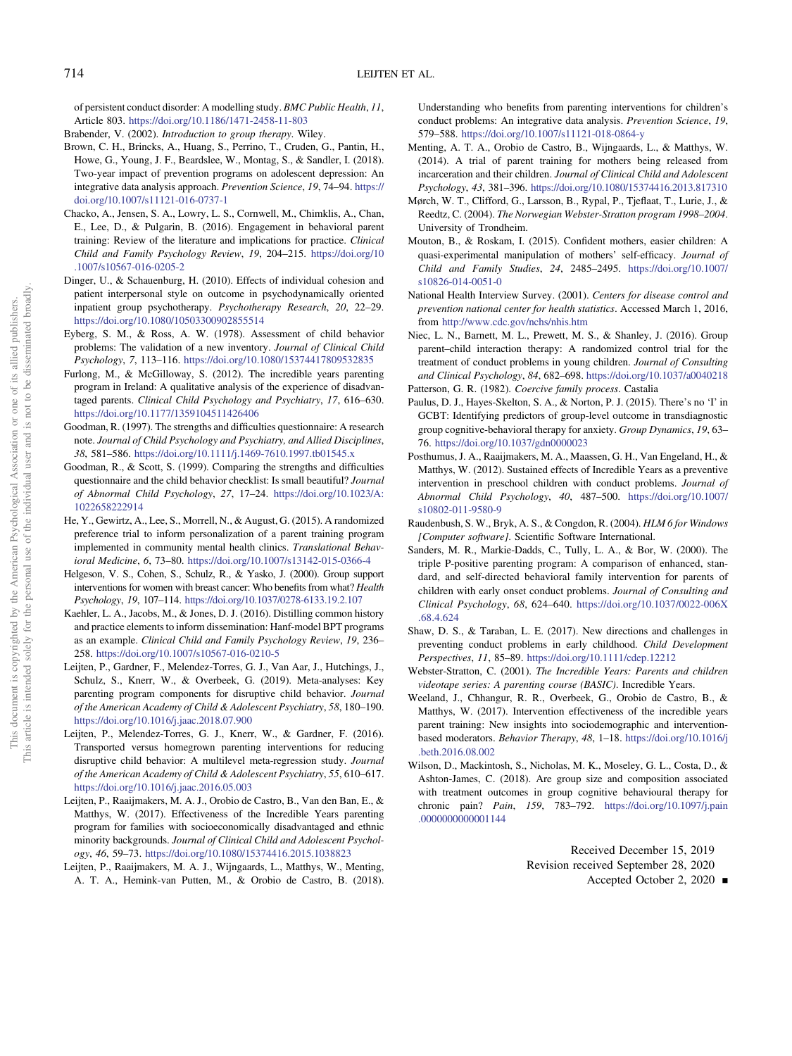of persistent conduct disorder: A modelling study. *BMC Public Health*, *11*, Article 803. https://doi.org/10.1186/1471-2458-11-803

Brabender, V. (2002). *Introduction to group therapy*. Wiley.

Brown, C. H., Brincks, A., Huang, S., Perrino, T., Cruden, G., Pantin, H., Howe, G., Young, J. F., Beardslee, W., Montag, S., & Sandler, I. (2018). Two-year impact of prevention programs on adolescent depression: An integrative data analysis approach. *Prevention Science*, *19*, 74–94. https://doi.org/10.1007/s11121-016-0737-1

Chacko, A., Jensen, S. A., Lowry, L. S., Cornwell, M., Chimklis, A., Chan, E., Lee, D., & Pulgarin, B. (2016). Engagement in behavioral parent training: Review of the literature and implications for practice. *Clinical Child and Family Psychology Review*, *19*, 204–215. https://doi.org/10.1007/s10567-016-0205-2

Dinger, U., & Schauenburg, H. (2010). Effects of individual cohesion and patient interpersonal style on outcome in psychodynamically oriented inpatient group psychotherapy. *Psychotherapy Research*, *20*, 22–29. https://doi.org/10.1080/10503300902855514

Eyberg, S. M., & Ross, A. W. (1978). Assessment of child behavior problems: The validation of a new inventory. *Journal of Clinical Child Psychology*, *7*, 113–116. https://doi.org/10.1080/15374417809532835

Furlong, M., & McGilloway, S. (2012). The incredible years parenting program in Ireland: A qualitative analysis of the experience of disadvantaged parents. *Clinical Child Psychology and Psychiatry*, *17*, 616–630. https://doi.org/10.1177/1359104511426406

Goodman, R. (1997). The strengths and difficulties questionnaire: A research note. *Journal of Child Psychology and Psychiatry, and Allied Disciplines*, *38*, 581–586. https://doi.org/10.1111/j.1469-7610.1997.tb01545.x

Goodman, R., & Scott, S. (1999). Comparing the strengths and difficulties questionnaire and the child behavior checklist: Is small beautiful? *Journal of Abnormal Child Psychology*, *27*, 17–24. https://doi.org/10.1023/A:1022658222914

He, Y., Gewirtz, A., Lee, S., Morrell, N., & August, G. (2015). A randomized preference trial to inform personalization of a parent training program implemented in community mental health clinics. *Translational Behavioral Medicine*, *6*, 73–80. https://doi.org/10.1007/s13142-015-0366-4

Helgeson, V. S., Cohen, S., Schulz, R., & Yasko, J. (2000). Group support interventions for women with breast cancer: Who benefits from what? *Health Psychology*, *19*, 107–114. https://doi.org/10.1037/0278-6133.19.2.107

Kaehler, L. A., Jacobs, M., & Jones, D. J. (2016). Distilling common history and practice elements to inform dissemination: Hanf-model BPT programs as an example. *Clinical Child and Family Psychology Review*, *19*, 236–258. https://doi.org/10.1007/s10567-016-0210-5

Leijten, P., Gardner, F., Melendez-Torres, G. J., Van Aar, J., Hutchings, J., Schulz, S., Knerr, W., & Overbeek, G. (2019). Meta-analyses: Key parenting program components for disruptive child behavior. *Journal of the American Academy of Child & Adolescent Psychiatry*, *58*, 180–190. https://doi.org/10.1016/j.jaac.2018.07.900

Leijten, P., Melendez-Torres, G. J., Knerr, W., & Gardner, F. (2016). Transported versus homegrown parenting interventions for reducing disruptive child behavior: A multilevel meta-regression study. *Journal of the American Academy of Child & Adolescent Psychiatry*, *55*, 610–617. https://doi.org/10.1016/j.jaac.2016.05.003

Leijten, P., Raaijmakers, M. A. J., Orobio de Castro, B., Van den Ban, E., & Matthys, W. (2017). Effectiveness of the Incredible Years parenting program for families with socioeconomically disadvantaged and ethnic minority backgrounds. *Journal of Clinical Child and Adolescent Psychology*, *46*, 59–73. https://doi.org/10.1080/15374416.2015.1038823

Leijten, P., Raaijmakers, M. A. J., Wijngaards, L., Matthys, W., Menting, A. T. A., Hemink-van Putten, M., & Orobio de Castro, B. (2018). Understanding who benefits from parenting interventions for children's conduct problems: An integrative data analysis. *Prevention Science*, *19*, 579–588. https://doi.org/10.1007/s11121-018-0864-y

Menting, A. T. A., Orobio de Castro, B., Wijngaards, L., & Matthys, W. (2014). A trial of parent training for mothers being released from incarceration and their children. *Journal of Clinical Child and Adolescent Psychology*, *43*, 381–396. https://doi.org/10.1080/15374416.2013.817310

Mørch, W. T., Clifford, G., Larsson, B., Rypal, P., Tjeflaat, T., Lurie, J., & Reedtz, C. (2004). *The Norwegian Webster-Stratton program 1998–2004*. University of Trondheim.

Mouton, B., & Roskam, I. (2015). Confident mothers, easier children: A quasi-experimental manipulation of mothers' self-efficacy. *Journal of Child and Family Studies*, *24*, 2485–2495. https://doi.org/10.1007/s10826-014-0051-0

National Health Interview Survey. (2001). *Centers for disease control and prevention national center for health statistics*. Accessed March 1, 2016, from http://www.cdc.gov/nchs/nhis.htm

Niec, L. N., Barnett, M. L., Prewett, M. S., & Shanley, J. (2016). Group parent–child interaction therapy: A randomized control trial for the treatment of conduct problems in young children. *Journal of Consulting and Clinical Psychology*, *84*, 682–698. https://doi.org/10.1037/a0040218

Patterson, G. R. (1982). *Coercive family process*. Castalia

Paulus, D. J., Hayes-Skelton, S. A., & Norton, P. J. (2015). There's no 'I' in GCBT: Identifying predictors of group-level outcome in transdiagnostic group cognitive-behavioral therapy for anxiety. *Group Dynamics*, *19*, 63–76. https://doi.org/10.1037/gdn0000023

Posthumus, J. A., Raaijmakers, M. A., Maassen, G. H., Van Engeland, H., & Matthys, W. (2012). Sustained effects of Incredible Years as a preventive intervention in preschool children with conduct problems. *Journal of Abnormal Child Psychology*, *40*, 487–500. https://doi.org/10.1007/s10802-011-9580-9

Raudenbush, S. W., Bryk, A. S., & Congdon, R. (2004). *HLM 6 for Windows [Computer software]*. Scientific Software International.

Sanders, M. R., Markie-Dadds, C., Tully, L. A., & Bor, W. (2000). The triple P-positive parenting program: A comparison of enhanced, standard, and self-directed behavioral family intervention for parents of children with early onset conduct problems. *Journal of Consulting and Clinical Psychology*, *68*, 624–640. https://doi.org/10.1037/0022-006X.68.4.624

Shaw, D. S., & Taraban, L. E. (2017). New directions and challenges in preventing conduct problems in early childhood. *Child Development Perspectives*, *11*, 85–89. https://doi.org/10.1111/cdep.12212

Webster-Stratton, C. (2001). *The Incredible Years: Parents and children videotape series: A parenting course (BASIC)*. Incredible Years.

Weeland, J., Chhangur, R. R., Overbeek, G., Orobio de Castro, B., & Matthys, W. (2017). Intervention effectiveness of the incredible years parent training: New insights into sociodemographic and intervention-based moderators. *Behavior Therapy*, *48*, 1–18. https://doi.org/10.1016/j.beth.2016.08.002

Wilson, D., Mackintosh, S., Nicholas, M. K., Moseley, G. L., Costa, D., & Ashton-James, C. (2018). Are group size and composition associated with treatment outcomes in group cognitive behavioural therapy for chronic pain? *Pain*, *159*, 783–792. https://doi.org/10.1097/j.pain.0000000000001144

Received December 15, 2019
Revision received September 28, 2020
Accepted October 2, 2020 ■